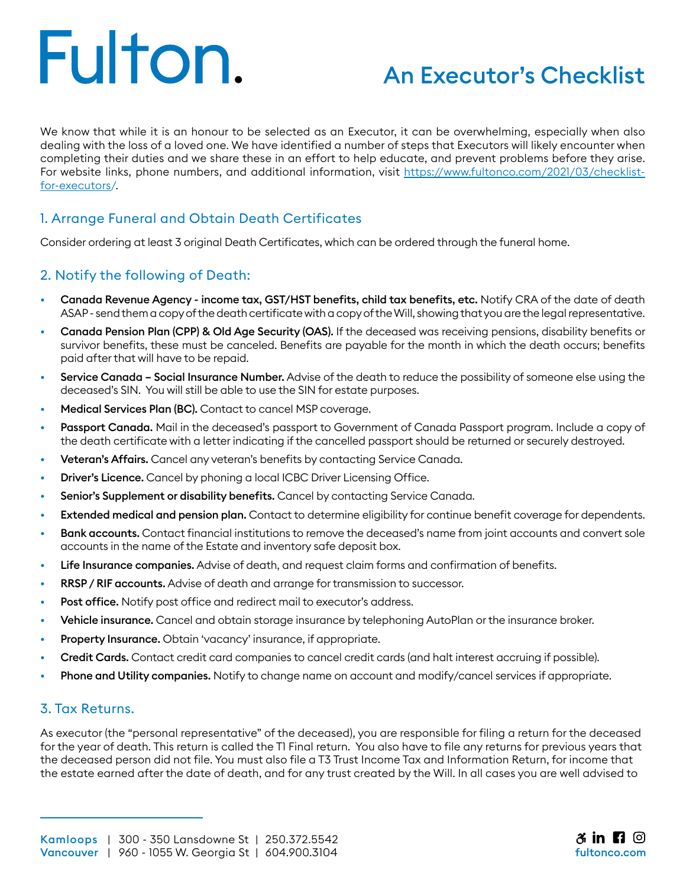# Fulton.

# An Executor's Checklist

We know that while it is an honour to be selected as an Executor, it can be overwhelming, especially when also dealing with the loss of a loved one. We have identified a number of steps that Executors will likely encounter when completing their duties and we share these in an effort to help educate, and prevent problems before they arise. For website links, phone numbers, and additional information, visit https://www.fultonco.com/2021/03/checklist-for-executors/.

## 1. Arrange Funeral and Obtain Death Certificates

Consider ordering at least 3 original Death Certificates, which can be ordered through the funeral home.

## 2. Notify the following of Death:

- **Canada Revenue Agency - income tax, GST/HST benefits, child tax benefits, etc.** Notify CRA of the date of death ASAP - send them a copy of the death certificate with a copy of the Will, showing that you are the legal representative.
- **Canada Pension Plan (CPP) & Old Age Security (OAS).** If the deceased was receiving pensions, disability benefits or survivor benefits, these must be canceled. Benefits are payable for the month in which the death occurs; benefits paid after that will have to be repaid.
- **Service Canada – Social Insurance Number.** Advise of the death to reduce the possibility of someone else using the deceased's SIN. You will still be able to use the SIN for estate purposes.
- **Medical Services Plan (BC).** Contact to cancel MSP coverage.
- **Passport Canada.** Mail in the deceased's passport to Government of Canada Passport program. Include a copy of the death certificate with a letter indicating if the cancelled passport should be returned or securely destroyed.
- **Veteran's Affairs.** Cancel any veteran's benefits by contacting Service Canada.
- **Driver's Licence.** Cancel by phoning a local ICBC Driver Licensing Office.
- **Senior's Supplement or disability benefits.** Cancel by contacting Service Canada.
- **Extended medical and pension plan.** Contact to determine eligibility for continue benefit coverage for dependents.
- **Bank accounts.** Contact financial institutions to remove the deceased's name from joint accounts and convert sole accounts in the name of the Estate and inventory safe deposit box.
- **Life Insurance companies.** Advise of death, and request claim forms and confirmation of benefits.
- **RRSP / RIF accounts.** Advise of death and arrange for transmission to successor.
- **Post office.** Notify post office and redirect mail to executor's address.
- **Vehicle insurance.** Cancel and obtain storage insurance by telephoning AutoPlan or the insurance broker.
- **Property Insurance.** Obtain 'vacancy' insurance, if appropriate.
- **Credit Cards.** Contact credit card companies to cancel credit cards (and halt interest accruing if possible).
- **Phone and Utility companies.** Notify to change name on account and modify/cancel services if appropriate.

## 3. Tax Returns.

As executor (the "personal representative" of the deceased), you are responsible for filing a return for the deceased for the year of death. This return is called the T1 Final return. You also have to file any returns for previous years that the deceased person did not file. You must also file a T3 Trust Income Tax and Information Return, for income that the estate earned after the date of death, and for any trust created by the Will. In all cases you are well advised to

**Kamloops** | 300 - 350 Lansdowne St | 250.372.5542
**Vancouver** | 960 - 1055 W. Georgia St | 604.900.3104

fultonco.com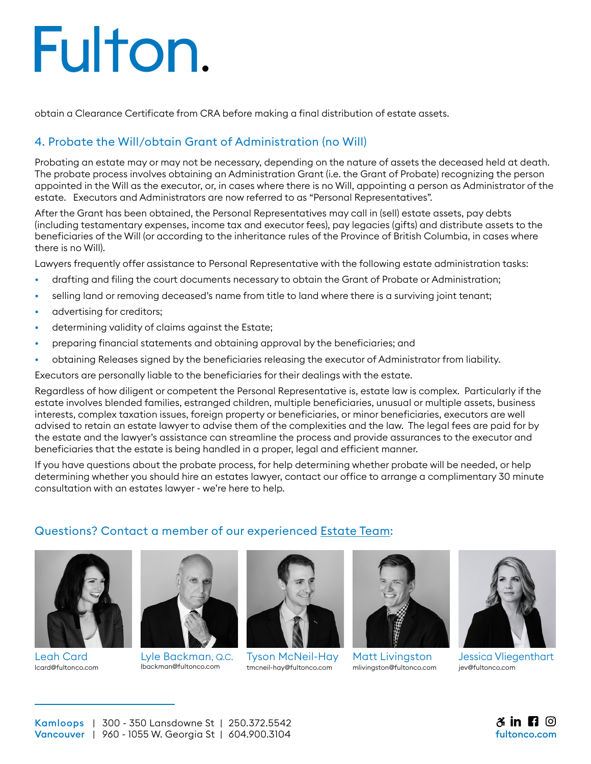obtain a Clearance Certificate from CRA before making a final distribution of estate assets.

## 4. Probate the Will/obtain Grant of Administration (no Will)

Probating an estate may or may not be necessary, depending on the nature of assets the deceased held at death. The probate process involves obtaining an Administration Grant (i.e. the Grant of Probate) recognizing the person appointed in the Will as the executor, or, in cases where there is no Will, appointing a person as Administrator of the estate. Executors and Administrators are now referred to as "Personal Representatives".

After the Grant has been obtained, the Personal Representatives may call in (sell) estate assets, pay debts (including testamentary expenses, income tax and executor fees), pay legacies (gifts) and distribute assets to the beneficiaries of the Will (or according to the inheritance rules of the Province of British Columbia, in cases where there is no Will).

Lawyers frequently offer assistance to Personal Representative with the following estate administration tasks:

- drafting and filing the court documents necessary to obtain the Grant of Probate or Administration;
- selling land or removing deceased's name from title to land where there is a surviving joint tenant;
- advertising for creditors;
- determining validity of claims against the Estate;
- preparing financial statements and obtaining approval by the beneficiaries; and
- obtaining Releases signed by the beneficiaries releasing the executor of Administrator from liability.

Executors are personally liable to the beneficiaries for their dealings with the estate.

Regardless of how diligent or competent the Personal Representative is, estate law is complex. Particularly if the estate involves blended families, estranged children, multiple beneficiaries, unusual or multiple assets, business interests, complex taxation issues, foreign property or beneficiaries, or minor beneficiaries, executors are well advised to retain an estate lawyer to advise them of the complexities and the law. The legal fees are paid for by the estate and the lawyer's assistance can streamline the process and provide assurances to the executor and beneficiaries that the estate is being handled in a proper, legal and efficient manner.

If you have questions about the probate process, for help determining whether probate will be needed, or help determining whether you should hire an estates lawyer, contact our office to arrange a complimentary 30 minute consultation with an estates lawyer - we're here to help.

## Questions? Contact a member of our experienced Estate Team:

Leah Card
lcard@fultonco.com

Lyle Backman, Q.C.
lbackman@fultonco.com

Tyson McNeil-Hay
tmcneil-hay@fultonco.com

Matt Livingston
mlivingston@fultonco.com

Jessica Vliegenthart
jev@fultonco.com

**Kamloops** | 300 - 350 Lansdowne St | 250.372.5542
**Vancouver** | 960 - 1055 W. Georgia St | 604.900.3104

**fultonco.com**